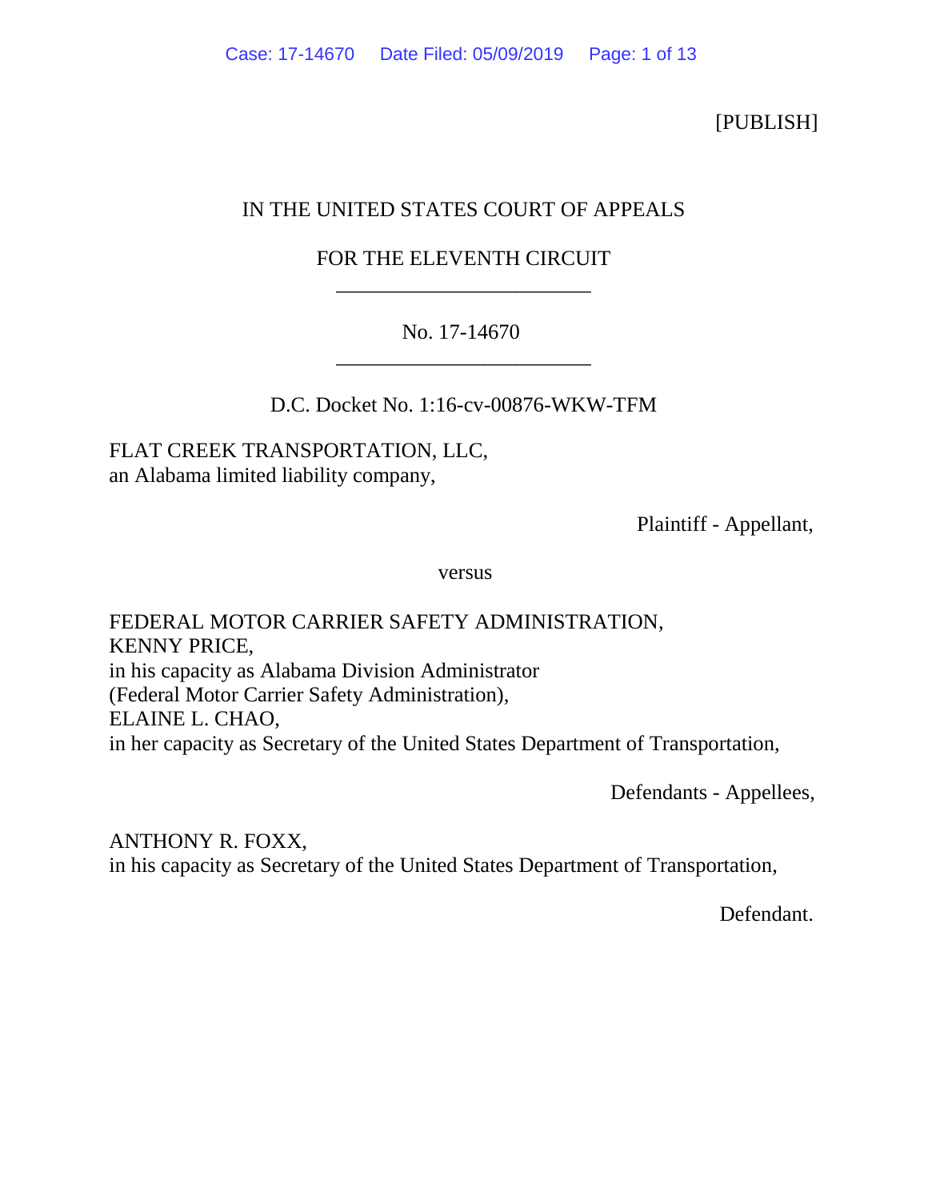[PUBLISH]

IN THE UNITED STATES COURT OF APPEALS

FOR THE ELEVENTH CIRCUIT

________________________

No. 17-14670

________________________

D.C. Docket No. 1:16-cv-00876-WKW-TFM

FLAT CREEK TRANSPORTATION, LLC,
an Alabama limited liability company,

Plaintiff - Appellant,

versus

FEDERAL MOTOR CARRIER SAFETY ADMINISTRATION,
KENNY PRICE,
in his capacity as Alabama Division Administrator
(Federal Motor Carrier Safety Administration),
ELAINE L. CHAO,
in her capacity as Secretary of the United States Department of Transportation,

Defendants - Appellees,

ANTHONY R. FOXX,
in his capacity as Secretary of the United States Department of Transportation,

Defendant.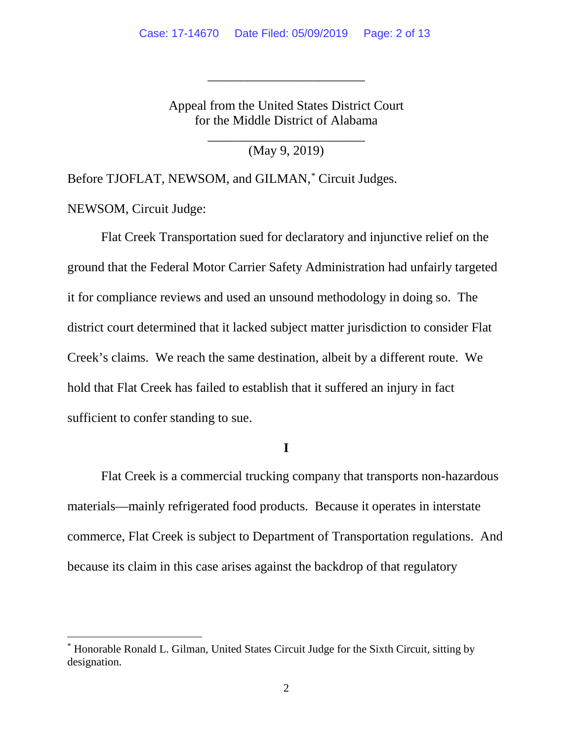________________________

Appeal from the United States District Court
for the Middle District of Alabama

________________________

(May 9, 2019)

Before TJOFLAT, NEWSOM, and GILMAN,* Circuit Judges.

NEWSOM, Circuit Judge:

Flat Creek Transportation sued for declaratory and injunctive relief on the ground that the Federal Motor Carrier Safety Administration had unfairly targeted it for compliance reviews and used an unsound methodology in doing so. The district court determined that it lacked subject matter jurisdiction to consider Flat Creek's claims. We reach the same destination, albeit by a different route. We hold that Flat Creek has failed to establish that it suffered an injury in fact sufficient to confer standing to sue.

**I**

Flat Creek is a commercial trucking company that transports non-hazardous materials—mainly refrigerated food products. Because it operates in interstate commerce, Flat Creek is subject to Department of Transportation regulations. And because its claim in this case arises against the backdrop of that regulatory

---

* Honorable Ronald L. Gilman, United States Circuit Judge for the Sixth Circuit, sitting by designation.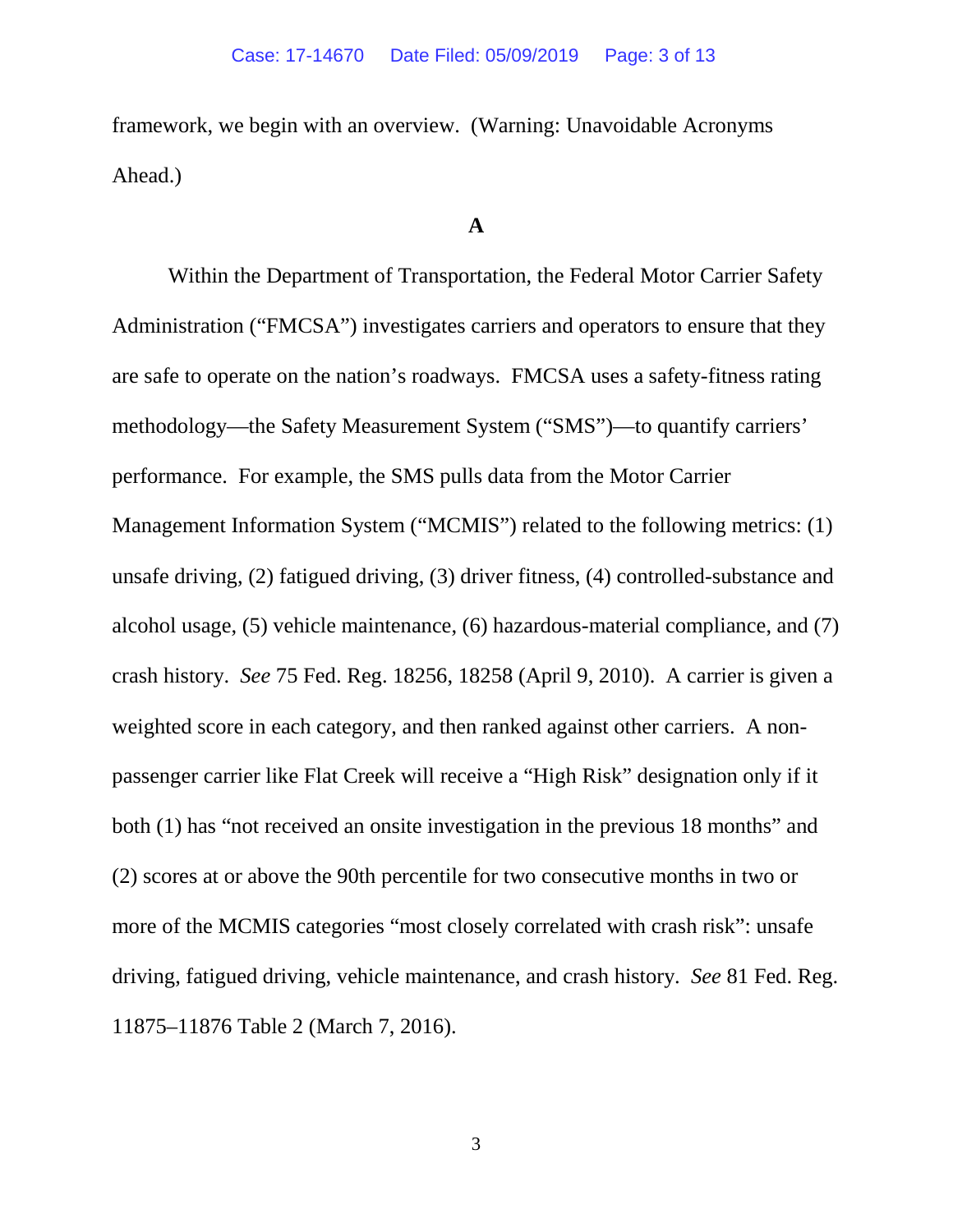framework, we begin with an overview. (Warning: Unavoidable Acronyms Ahead.)

**A**

Within the Department of Transportation, the Federal Motor Carrier Safety Administration ("FMCSA") investigates carriers and operators to ensure that they are safe to operate on the nation's roadways. FMCSA uses a safety-fitness rating methodology—the Safety Measurement System ("SMS")—to quantify carriers' performance. For example, the SMS pulls data from the Motor Carrier Management Information System ("MCMIS") related to the following metrics: (1) unsafe driving, (2) fatigued driving, (3) driver fitness, (4) controlled-substance and alcohol usage, (5) vehicle maintenance, (6) hazardous-material compliance, and (7) crash history. *See* 75 Fed. Reg. 18256, 18258 (April 9, 2010). A carrier is given a weighted score in each category, and then ranked against other carriers. A non-passenger carrier like Flat Creek will receive a "High Risk" designation only if it both (1) has "not received an onsite investigation in the previous 18 months" and (2) scores at or above the 90th percentile for two consecutive months in two or more of the MCMIS categories "most closely correlated with crash risk": unsafe driving, fatigued driving, vehicle maintenance, and crash history. *See* 81 Fed. Reg. 11875–11876 Table 2 (March 7, 2016).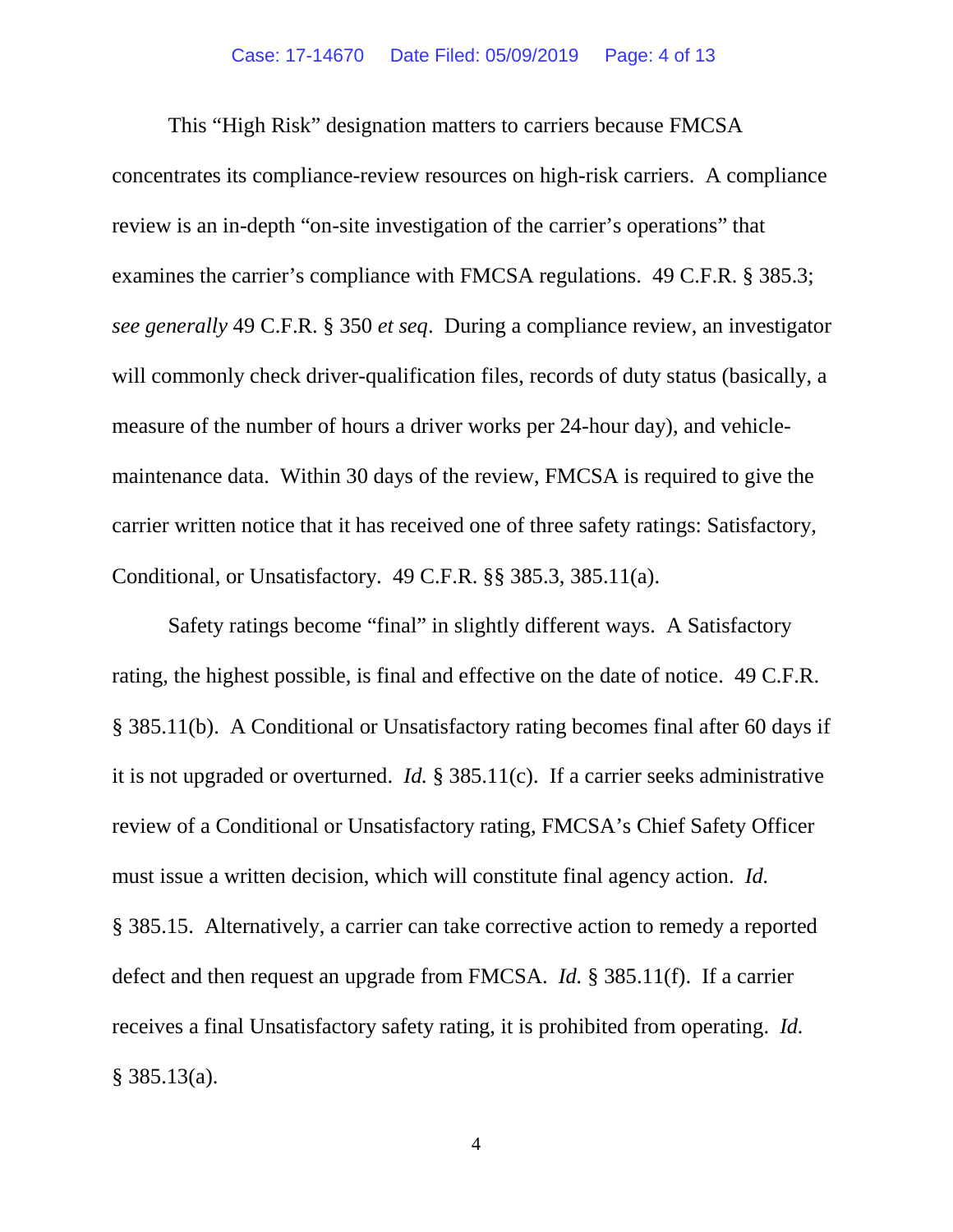This "High Risk" designation matters to carriers because FMCSA concentrates its compliance-review resources on high-risk carriers. A compliance review is an in-depth "on-site investigation of the carrier's operations" that examines the carrier's compliance with FMCSA regulations. 49 C.F.R. § 385.3; *see generally* 49 C.F.R. § 350 *et seq*. During a compliance review, an investigator will commonly check driver-qualification files, records of duty status (basically, a measure of the number of hours a driver works per 24-hour day), and vehicle-maintenance data. Within 30 days of the review, FMCSA is required to give the carrier written notice that it has received one of three safety ratings: Satisfactory, Conditional, or Unsatisfactory. 49 C.F.R. §§ 385.3, 385.11(a).

Safety ratings become "final" in slightly different ways. A Satisfactory rating, the highest possible, is final and effective on the date of notice. 49 C.F.R. § 385.11(b). A Conditional or Unsatisfactory rating becomes final after 60 days if it is not upgraded or overturned. *Id.* § 385.11(c). If a carrier seeks administrative review of a Conditional or Unsatisfactory rating, FMCSA's Chief Safety Officer must issue a written decision, which will constitute final agency action. *Id.* § 385.15. Alternatively, a carrier can take corrective action to remedy a reported defect and then request an upgrade from FMCSA. *Id.* § 385.11(f). If a carrier receives a final Unsatisfactory safety rating, it is prohibited from operating. *Id.* § 385.13(a).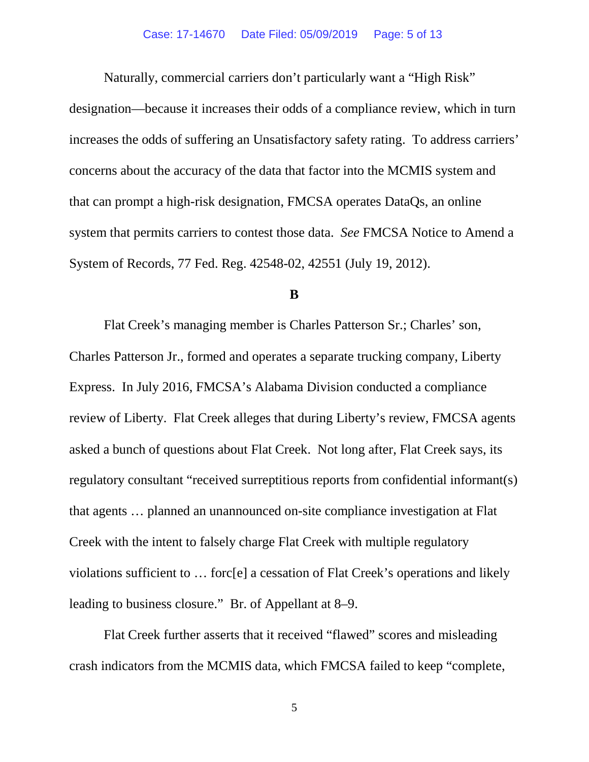Naturally, commercial carriers don't particularly want a "High Risk" designation—because it increases their odds of a compliance review, which in turn increases the odds of suffering an Unsatisfactory safety rating. To address carriers' concerns about the accuracy of the data that factor into the MCMIS system and that can prompt a high-risk designation, FMCSA operates DataQs, an online system that permits carriers to contest those data. *See* FMCSA Notice to Amend a System of Records, 77 Fed. Reg. 42548-02, 42551 (July 19, 2012).

**B**

Flat Creek's managing member is Charles Patterson Sr.; Charles' son, Charles Patterson Jr., formed and operates a separate trucking company, Liberty Express. In July 2016, FMCSA's Alabama Division conducted a compliance review of Liberty. Flat Creek alleges that during Liberty's review, FMCSA agents asked a bunch of questions about Flat Creek. Not long after, Flat Creek says, its regulatory consultant "received surreptitious reports from confidential informant(s) that agents … planned an unannounced on-site compliance investigation at Flat Creek with the intent to falsely charge Flat Creek with multiple regulatory violations sufficient to … forc[e] a cessation of Flat Creek's operations and likely leading to business closure." Br. of Appellant at 8–9.

Flat Creek further asserts that it received "flawed" scores and misleading crash indicators from the MCMIS data, which FMCSA failed to keep "complete,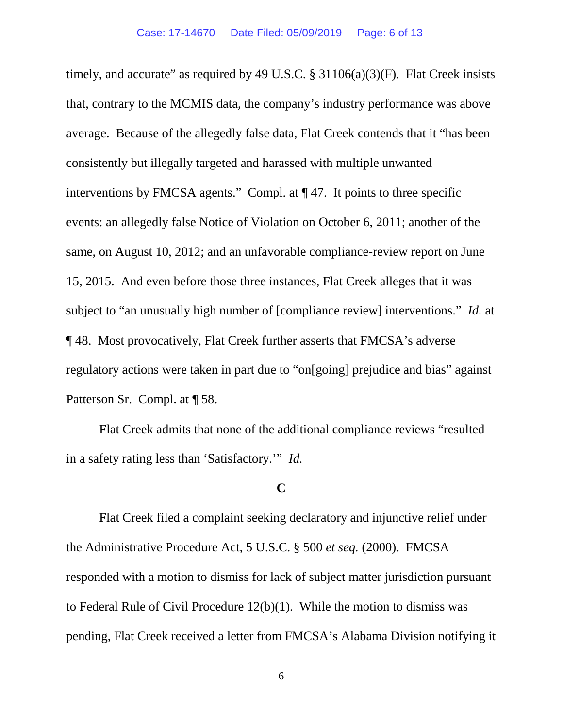timely, and accurate" as required by 49 U.S.C. § 31106(a)(3)(F). Flat Creek insists that, contrary to the MCMIS data, the company's industry performance was above average. Because of the allegedly false data, Flat Creek contends that it "has been consistently but illegally targeted and harassed with multiple unwanted interventions by FMCSA agents." Compl. at ¶ 47. It points to three specific events: an allegedly false Notice of Violation on October 6, 2011; another of the same, on August 10, 2012; and an unfavorable compliance-review report on June 15, 2015. And even before those three instances, Flat Creek alleges that it was subject to "an unusually high number of [compliance review] interventions." *Id.* at ¶ 48. Most provocatively, Flat Creek further asserts that FMCSA's adverse regulatory actions were taken in part due to "on[going] prejudice and bias" against Patterson Sr. Compl. at ¶ 58.

Flat Creek admits that none of the additional compliance reviews "resulted in a safety rating less than 'Satisfactory.'" *Id.*

**C**

Flat Creek filed a complaint seeking declaratory and injunctive relief under the Administrative Procedure Act, 5 U.S.C. § 500 *et seq.* (2000). FMCSA responded with a motion to dismiss for lack of subject matter jurisdiction pursuant to Federal Rule of Civil Procedure 12(b)(1). While the motion to dismiss was pending, Flat Creek received a letter from FMCSA's Alabama Division notifying it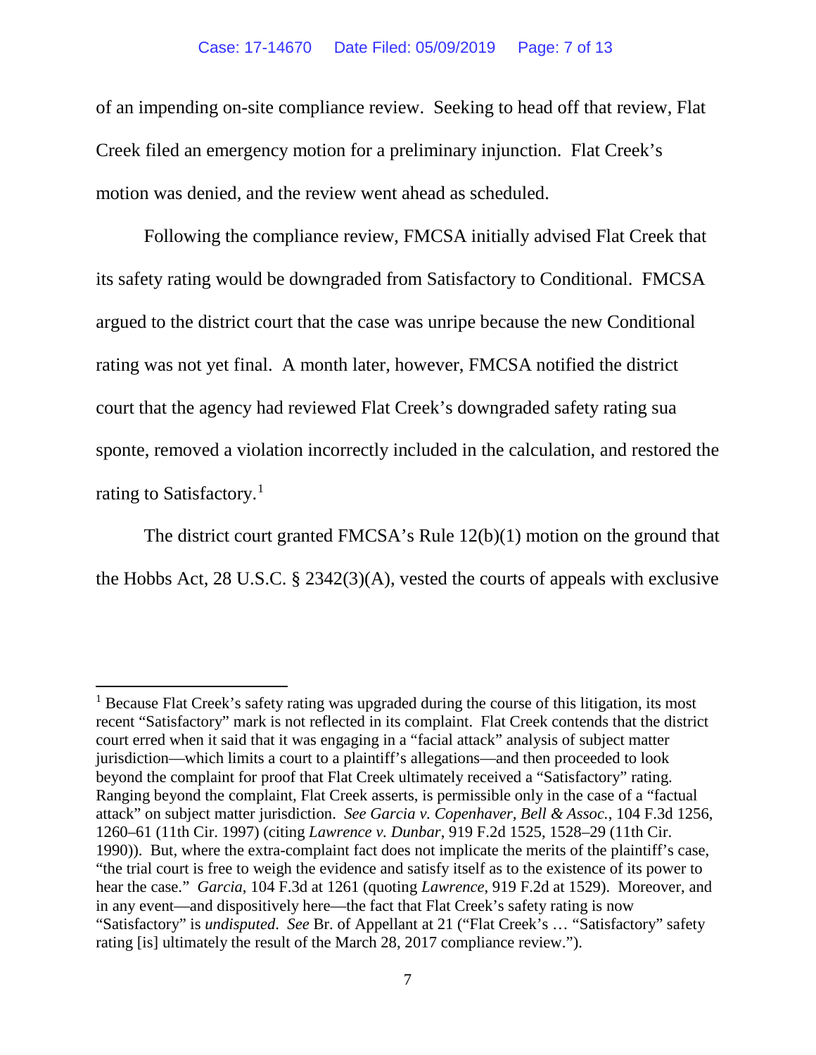of an impending on-site compliance review. Seeking to head off that review, Flat Creek filed an emergency motion for a preliminary injunction. Flat Creek's motion was denied, and the review went ahead as scheduled.

Following the compliance review, FMCSA initially advised Flat Creek that its safety rating would be downgraded from Satisfactory to Conditional. FMCSA argued to the district court that the case was unripe because the new Conditional rating was not yet final. A month later, however, FMCSA notified the district court that the agency had reviewed Flat Creek's downgraded safety rating sua sponte, removed a violation incorrectly included in the calculation, and restored the rating to Satisfactory.[1]

The district court granted FMCSA's Rule 12(b)(1) motion on the ground that the Hobbs Act, 28 U.S.C. § 2342(3)(A), vested the courts of appeals with exclusive

---

[1] Because Flat Creek's safety rating was upgraded during the course of this litigation, its most recent "Satisfactory" mark is not reflected in its complaint. Flat Creek contends that the district court erred when it said that it was engaging in a "facial attack" analysis of subject matter jurisdiction—which limits a court to a plaintiff's allegations—and then proceeded to look beyond the complaint for proof that Flat Creek ultimately received a "Satisfactory" rating. Ranging beyond the complaint, Flat Creek asserts, is permissible only in the case of a "factual attack" on subject matter jurisdiction. *See Garcia v. Copenhaver, Bell & Assoc.*, 104 F.3d 1256, 1260–61 (11th Cir. 1997) (citing *Lawrence v. Dunbar*, 919 F.2d 1525, 1528–29 (11th Cir. 1990)). But, where the extra-complaint fact does not implicate the merits of the plaintiff's case, "the trial court is free to weigh the evidence and satisfy itself as to the existence of its power to hear the case." *Garcia*, 104 F.3d at 1261 (quoting *Lawrence*, 919 F.2d at 1529). Moreover, and in any event—and dispositively here—the fact that Flat Creek's safety rating is now "Satisfactory" is *undisputed*. *See* Br. of Appellant at 21 ("Flat Creek's … "Satisfactory" safety rating [is] ultimately the result of the March 28, 2017 compliance review.").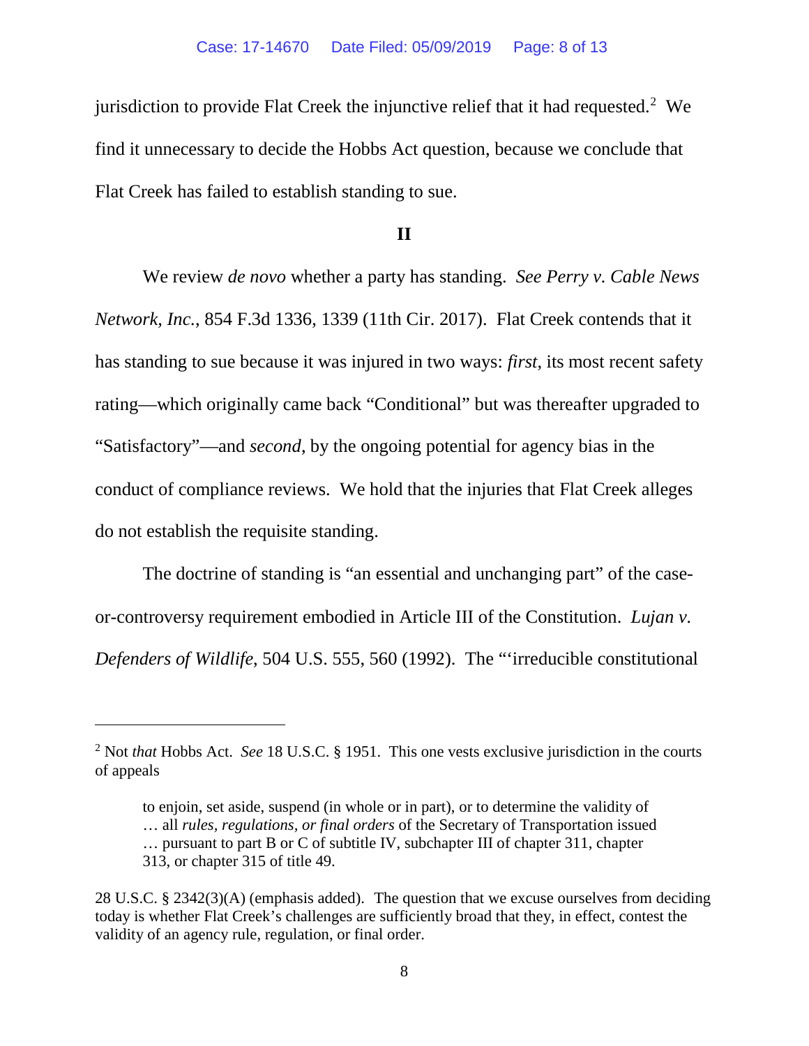jurisdiction to provide Flat Creek the injunctive relief that it had requested.[2] We find it unnecessary to decide the Hobbs Act question, because we conclude that Flat Creek has failed to establish standing to sue.

## II

We review *de novo* whether a party has standing. *See Perry v. Cable News Network, Inc.*, 854 F.3d 1336, 1339 (11th Cir. 2017). Flat Creek contends that it has standing to sue because it was injured in two ways: *first*, its most recent safety rating—which originally came back "Conditional" but was thereafter upgraded to "Satisfactory"—and *second*, by the ongoing potential for agency bias in the conduct of compliance reviews. We hold that the injuries that Flat Creek alleges do not establish the requisite standing.

The doctrine of standing is "an essential and unchanging part" of the case-or-controversy requirement embodied in Article III of the Constitution. *Lujan v. Defenders of Wildlife*, 504 U.S. 555, 560 (1992). The "'irreducible constitutional

---

[2] Not *that* Hobbs Act. *See* 18 U.S.C. § 1951. This one vests exclusive jurisdiction in the courts of appeals

> to enjoin, set aside, suspend (in whole or in part), or to determine the validity of … all *rules, regulations, or final orders* of the Secretary of Transportation issued … pursuant to part B or C of subtitle IV, subchapter III of chapter 311, chapter 313, or chapter 315 of title 49.

28 U.S.C. § 2342(3)(A) (emphasis added). The question that we excuse ourselves from deciding today is whether Flat Creek's challenges are sufficiently broad that they, in effect, contest the validity of an agency rule, regulation, or final order.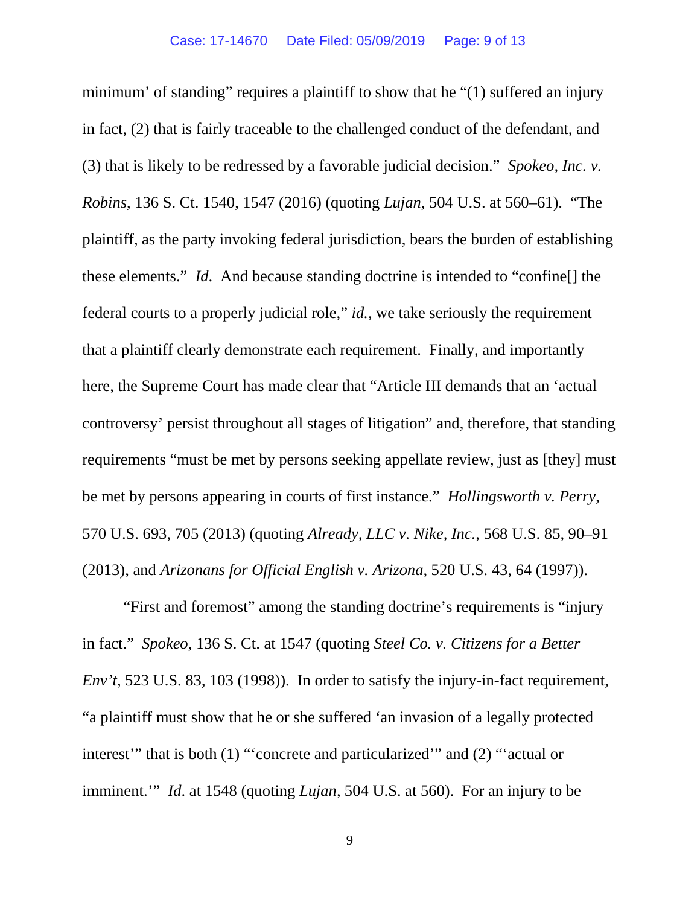minimum' of standing" requires a plaintiff to show that he "(1) suffered an injury in fact, (2) that is fairly traceable to the challenged conduct of the defendant, and (3) that is likely to be redressed by a favorable judicial decision." *Spokeo, Inc. v. Robins*, 136 S. Ct. 1540, 1547 (2016) (quoting *Lujan*, 504 U.S. at 560–61). "The plaintiff, as the party invoking federal jurisdiction, bears the burden of establishing these elements." *Id*. And because standing doctrine is intended to "confine[] the federal courts to a properly judicial role," *id.*, we take seriously the requirement that a plaintiff clearly demonstrate each requirement. Finally, and importantly here, the Supreme Court has made clear that "Article III demands that an 'actual controversy' persist throughout all stages of litigation" and, therefore, that standing requirements "must be met by persons seeking appellate review, just as [they] must be met by persons appearing in courts of first instance." *Hollingsworth v. Perry*, 570 U.S. 693, 705 (2013) (quoting *Already, LLC v. Nike, Inc.*, 568 U.S. 85, 90–91 (2013), and *Arizonans for Official English v. Arizona*, 520 U.S. 43, 64 (1997)).

"First and foremost" among the standing doctrine's requirements is "injury in fact." *Spokeo*, 136 S. Ct. at 1547 (quoting *Steel Co. v. Citizens for a Better Env't*, 523 U.S. 83, 103 (1998)). In order to satisfy the injury-in-fact requirement, "a plaintiff must show that he or she suffered 'an invasion of a legally protected interest'" that is both (1) "'concrete and particularized'" and (2) "'actual or imminent.'" *Id*. at 1548 (quoting *Lujan*, 504 U.S. at 560). For an injury to be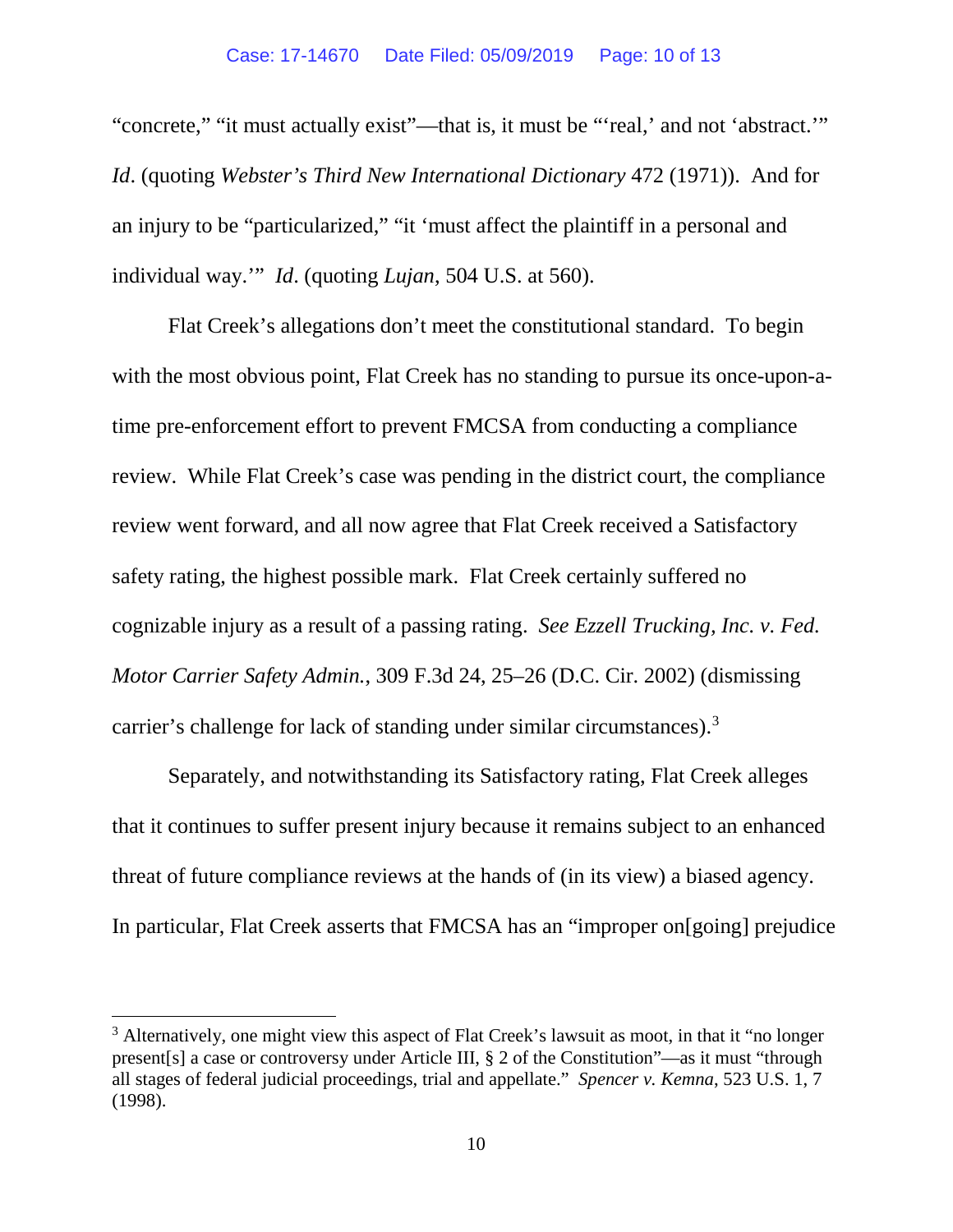"concrete," "it must actually exist"—that is, it must be "'real,' and not 'abstract.'" *Id*. (quoting *Webster's Third New International Dictionary* 472 (1971)). And for an injury to be "particularized," "it 'must affect the plaintiff in a personal and individual way.'" *Id*. (quoting *Lujan*, 504 U.S. at 560).

Flat Creek's allegations don't meet the constitutional standard. To begin with the most obvious point, Flat Creek has no standing to pursue its once-upon-a-time pre-enforcement effort to prevent FMCSA from conducting a compliance review. While Flat Creek's case was pending in the district court, the compliance review went forward, and all now agree that Flat Creek received a Satisfactory safety rating, the highest possible mark. Flat Creek certainly suffered no cognizable injury as a result of a passing rating. *See Ezzell Trucking, Inc. v. Fed. Motor Carrier Safety Admin.*, 309 F.3d 24, 25–26 (D.C. Cir. 2002) (dismissing carrier's challenge for lack of standing under similar circumstances).[3]

Separately, and notwithstanding its Satisfactory rating, Flat Creek alleges that it continues to suffer present injury because it remains subject to an enhanced threat of future compliance reviews at the hands of (in its view) a biased agency. In particular, Flat Creek asserts that FMCSA has an "improper on[going] prejudice

[3] Alternatively, one might view this aspect of Flat Creek's lawsuit as moot, in that it "no longer present[s] a case or controversy under Article III, § 2 of the Constitution"—as it must "through all stages of federal judicial proceedings, trial and appellate." *Spencer v. Kemna*, 523 U.S. 1, 7 (1998).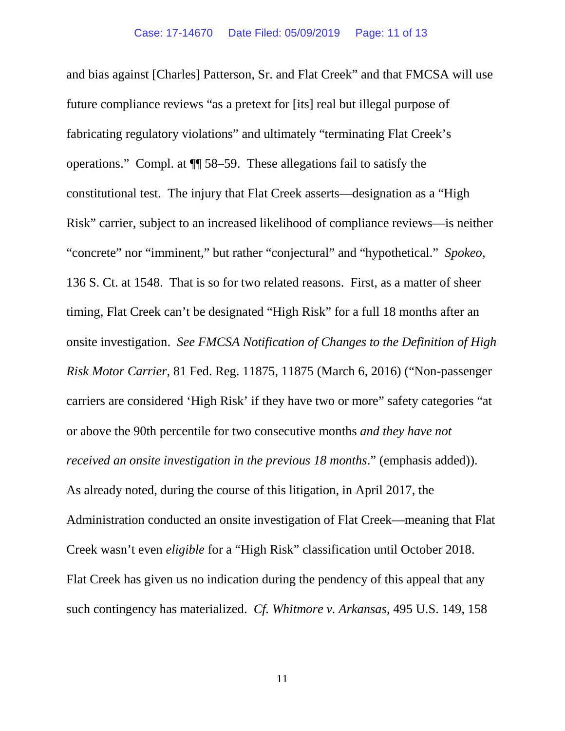and bias against [Charles] Patterson, Sr. and Flat Creek" and that FMCSA will use future compliance reviews "as a pretext for [its] real but illegal purpose of fabricating regulatory violations" and ultimately "terminating Flat Creek's operations." Compl. at ¶¶ 58–59. These allegations fail to satisfy the constitutional test. The injury that Flat Creek asserts—designation as a "High Risk" carrier, subject to an increased likelihood of compliance reviews—is neither "concrete" nor "imminent," but rather "conjectural" and "hypothetical." *Spokeo*, 136 S. Ct. at 1548. That is so for two related reasons. First, as a matter of sheer timing, Flat Creek can't be designated "High Risk" for a full 18 months after an onsite investigation. *See FMCSA Notification of Changes to the Definition of High Risk Motor Carrier*, 81 Fed. Reg. 11875, 11875 (March 6, 2016) ("Non-passenger carriers are considered 'High Risk' if they have two or more" safety categories "at or above the 90th percentile for two consecutive months *and they have not received an onsite investigation in the previous 18 months*." (emphasis added)). As already noted, during the course of this litigation, in April 2017, the Administration conducted an onsite investigation of Flat Creek—meaning that Flat Creek wasn't even *eligible* for a "High Risk" classification until October 2018. Flat Creek has given us no indication during the pendency of this appeal that any such contingency has materialized. *Cf. Whitmore v. Arkansas*, 495 U.S. 149, 158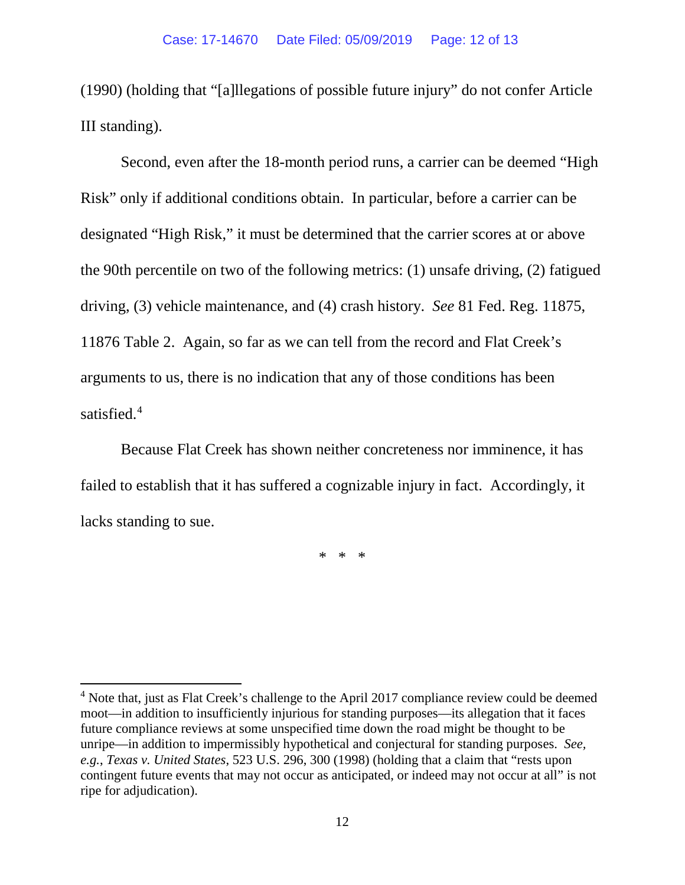(1990) (holding that "[a]llegations of possible future injury" do not confer Article III standing).

Second, even after the 18-month period runs, a carrier can be deemed "High Risk" only if additional conditions obtain. In particular, before a carrier can be designated "High Risk," it must be determined that the carrier scores at or above the 90th percentile on two of the following metrics: (1) unsafe driving, (2) fatigued driving, (3) vehicle maintenance, and (4) crash history. *See* 81 Fed. Reg. 11875, 11876 Table 2. Again, so far as we can tell from the record and Flat Creek's arguments to us, there is no indication that any of those conditions has been satisfied.[4]

Because Flat Creek has shown neither concreteness nor imminence, it has failed to establish that it has suffered a cognizable injury in fact. Accordingly, it lacks standing to sue.

\* \* \*

---

[4] Note that, just as Flat Creek's challenge to the April 2017 compliance review could be deemed moot—in addition to insufficiently injurious for standing purposes—its allegation that it faces future compliance reviews at some unspecified time down the road might be thought to be unripe—in addition to impermissibly hypothetical and conjectural for standing purposes. *See, e.g.*, *Texas v. United States*, 523 U.S. 296, 300 (1998) (holding that a claim that "rests upon contingent future events that may not occur as anticipated, or indeed may not occur at all" is not ripe for adjudication).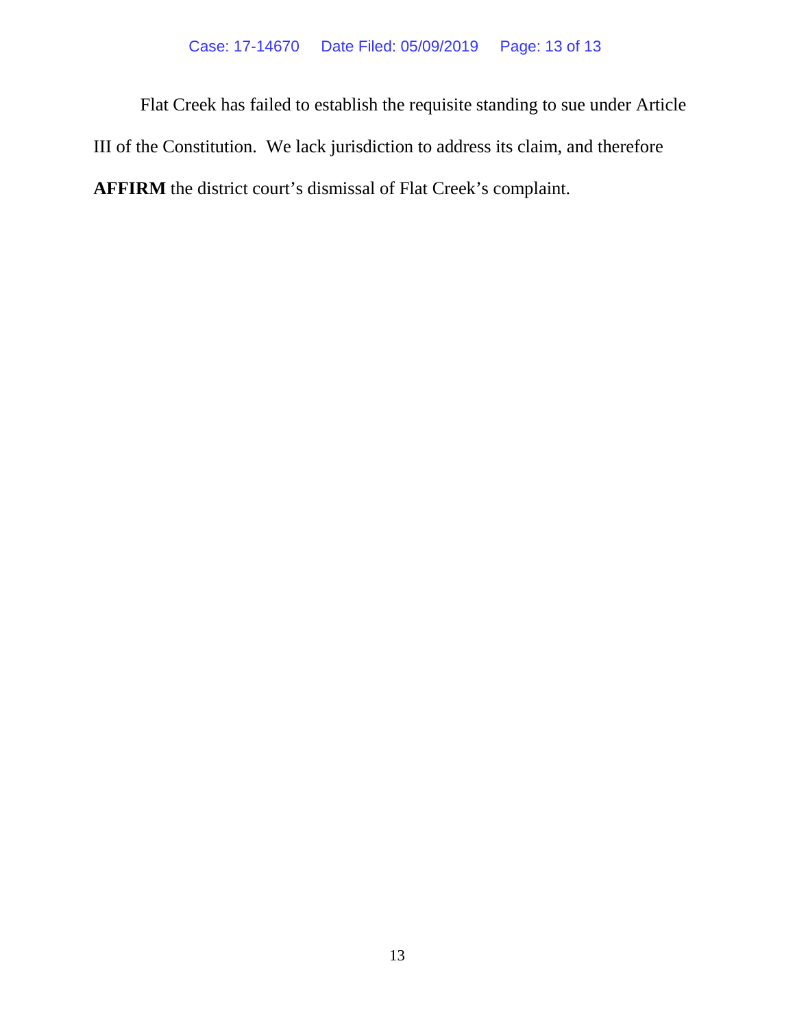Flat Creek has failed to establish the requisite standing to sue under Article III of the Constitution. We lack jurisdiction to address its claim, and therefore **AFFIRM** the district court's dismissal of Flat Creek's complaint.